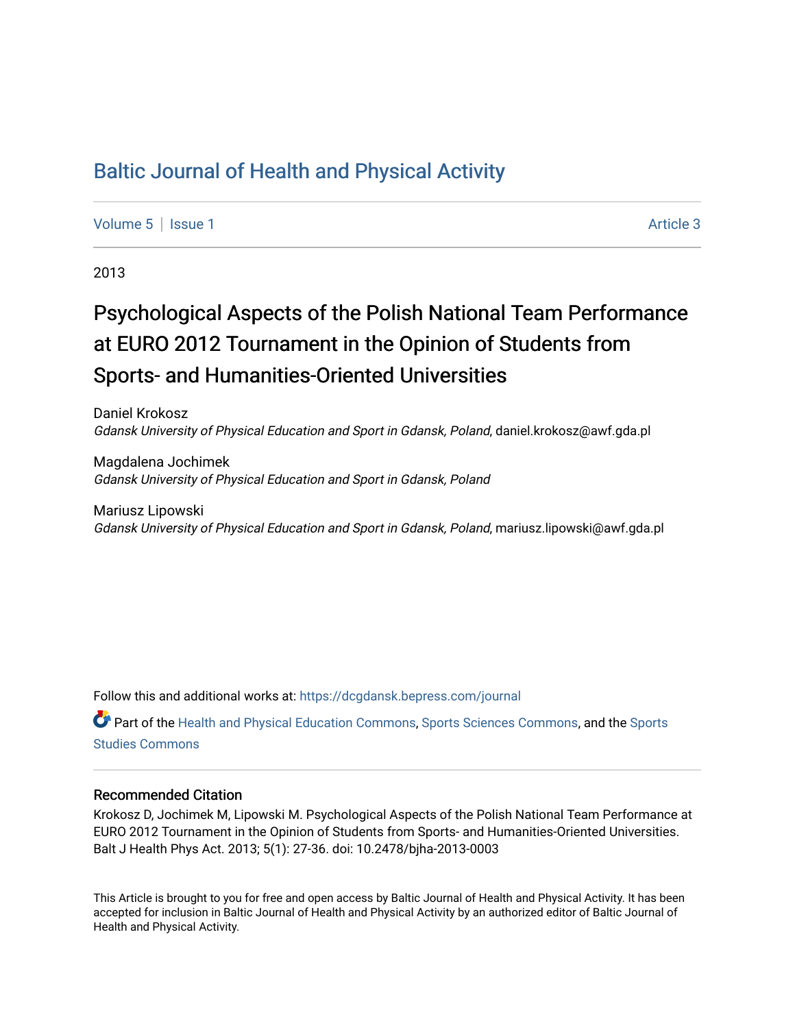# Baltic Journal of Health and Physical Activity

Volume 5 | Issue 1 Article 3

2013

## Psychological Aspects of the Polish National Team Performance at EURO 2012 Tournament in the Opinion of Students from Sports- and Humanities-Oriented Universities

Daniel Krokosz
*Gdansk University of Physical Education and Sport in Gdansk, Poland*, daniel.krokosz@awf.gda.pl

Magdalena Jochimek
*Gdansk University of Physical Education and Sport in Gdansk, Poland*

Mariusz Lipowski
*Gdansk University of Physical Education and Sport in Gdansk, Poland*, mariusz.lipowski@awf.gda.pl

Follow this and additional works at: https://dcgdansk.bepress.com/journal

Part of the Health and Physical Education Commons, Sports Sciences Commons, and the Sports Studies Commons

### Recommended Citation

Krokosz D, Jochimek M, Lipowski M. Psychological Aspects of the Polish National Team Performance at EURO 2012 Tournament in the Opinion of Students from Sports- and Humanities-Oriented Universities. Balt J Health Phys Act. 2013; 5(1): 27-36. doi: 10.2478/bjha-2013-0003

This Article is brought to you for free and open access by Baltic Journal of Health and Physical Activity. It has been accepted for inclusion in Baltic Journal of Health and Physical Activity by an authorized editor of Baltic Journal of Health and Physical Activity.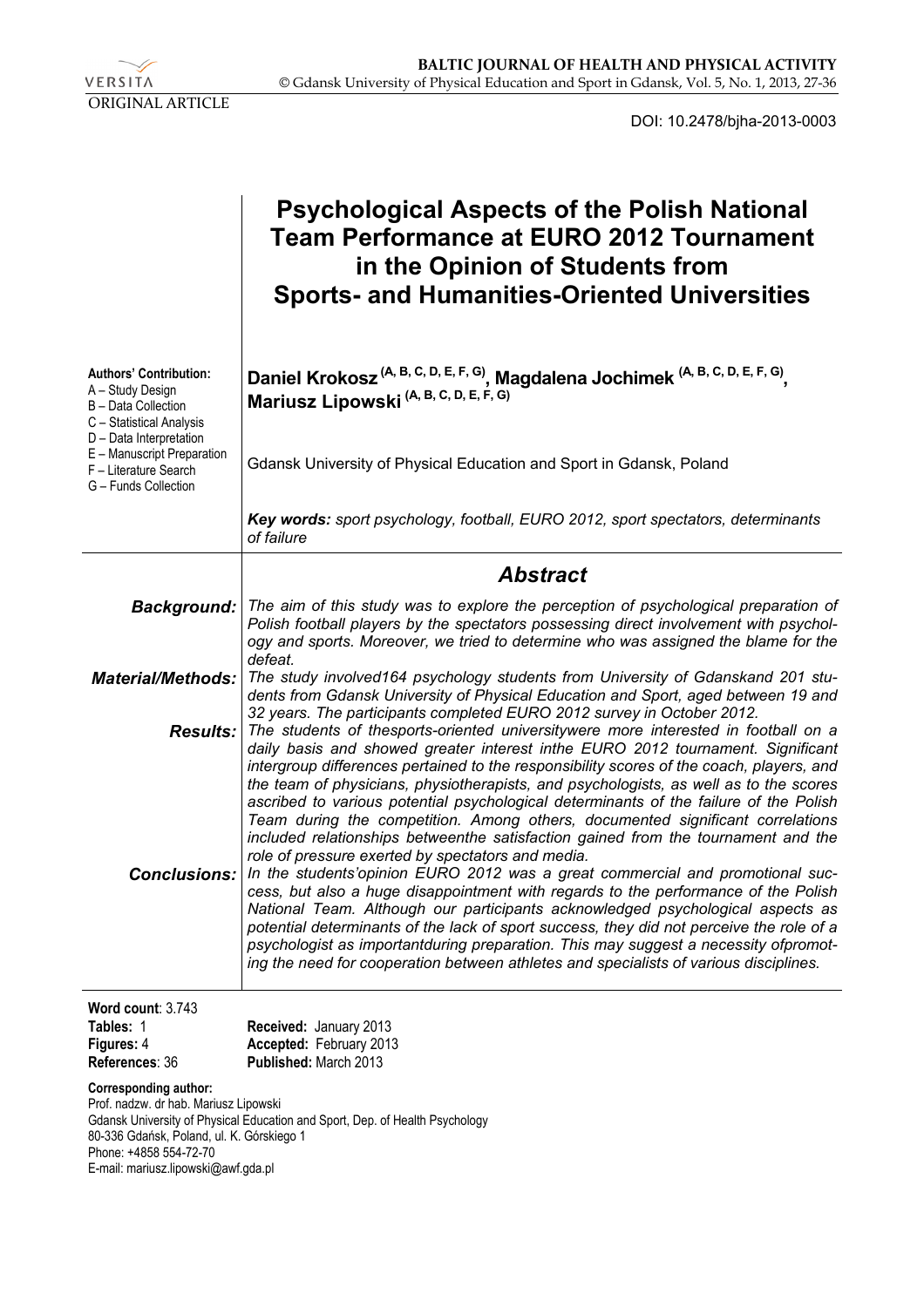**ORIGINAL ARTICLE**

DOI: 10.2478/bjha-2013-0003

# Psychological Aspects of the Polish National Team Performance at EURO 2012 Tournament in the Opinion of Students from Sports- and Humanities-Oriented Universities

**Authors' Contribution:**
A – Study Design
B – Data Collection
C – Statistical Analysis
D – Data Interpretation
E – Manuscript Preparation
F – Literature Search
G – Funds Collection

**Daniel Krokosz** (A, B, C, D, E, F, G)**, Magdalena Jochimek** (A, B, C, D, E, F, G)**, Mariusz Lipowski** (A, B, C, D, E, F, G)

Gdansk University of Physical Education and Sport in Gdansk, Poland

***Key words:*** *sport psychology, football, EURO 2012, sport spectators, determinants of failure*

## *Abstract*

***Background:*** *The aim of this study was to explore the perception of psychological preparation of Polish football players by the spectators possessing direct involvement with psychology and sports. Moreover, we tried to determine who was assigned the blame for the defeat.*

***Material/Methods:*** *The study involved164 psychology students from University of Gdanskand 201 students from Gdansk University of Physical Education and Sport, aged between 19 and 32 years. The participants completed EURO 2012 survey in October 2012.*

***Results:*** *The students of thesports-oriented universitywere more interested in football on a daily basis and showed greater interest inthe EURO 2012 tournament. Significant intergroup differences pertained to the responsibility scores of the coach, players, and the team of physicians, physiotherapists, and psychologists, as well as to the scores ascribed to various potential psychological determinants of the failure of the Polish Team during the competition. Among others, documented significant correlations included relationships betweenthe satisfaction gained from the tournament and the role of pressure exerted by spectators and media.*

***Conclusions:*** *In the students'opinion EURO 2012 was a great commercial and promotional success, but also a huge disappointment with regards to the performance of the Polish National Team. Although our participants acknowledged psychological aspects as potential determinants of the lack of sport success, they did not perceive the role of a psychologist as importantduring preparation. This may suggest a necessity ofpromoting the need for cooperation between athletes and specialists of various disciplines.*

**Word count**: 3.743
**Tables:** 1
**Figures:** 4
**References**: 36

**Received:** January 2013
**Accepted:** February 2013
**Published:** March 2013

**Corresponding author:**
Prof. nadzw. dr hab. Mariusz Lipowski
Gdansk University of Physical Education and Sport, Dep. of Health Psychology
80-336 Gdańsk, Poland, ul. K. Górskiego 1
Phone: +4858 554-72-70
E-mail: mariusz.lipowski@awf.gda.pl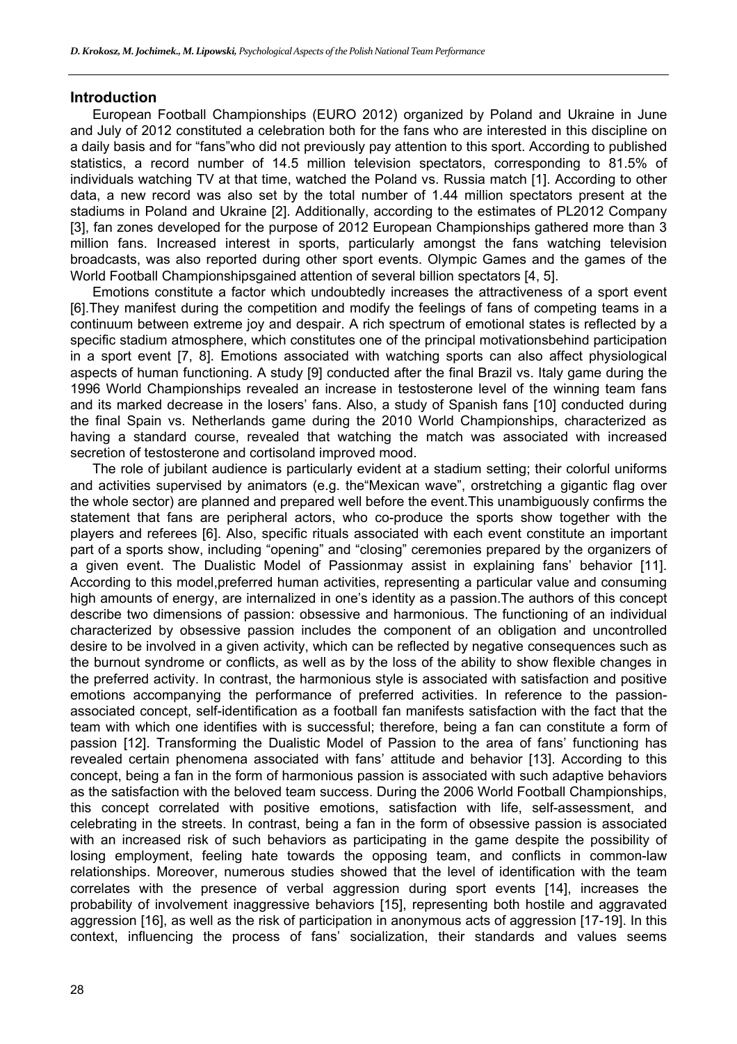## Introduction

European Football Championships (EURO 2012) organized by Poland and Ukraine in June and July of 2012 constituted a celebration both for the fans who are interested in this discipline on a daily basis and for "fans"who did not previously pay attention to this sport. According to published statistics, a record number of 14.5 million television spectators, corresponding to 81.5% of individuals watching TV at that time, watched the Poland vs. Russia match [1]. According to other data, a new record was also set by the total number of 1.44 million spectators present at the stadiums in Poland and Ukraine [2]. Additionally, according to the estimates of PL2012 Company [3], fan zones developed for the purpose of 2012 European Championships gathered more than 3 million fans. Increased interest in sports, particularly amongst the fans watching television broadcasts, was also reported during other sport events. Olympic Games and the games of the World Football Championshipsgained attention of several billion spectators [4, 5].

Emotions constitute a factor which undoubtedly increases the attractiveness of a sport event [6].They manifest during the competition and modify the feelings of fans of competing teams in a continuum between extreme joy and despair. A rich spectrum of emotional states is reflected by a specific stadium atmosphere, which constitutes one of the principal motivationsbehind participation in a sport event [7, 8]. Emotions associated with watching sports can also affect physiological aspects of human functioning. A study [9] conducted after the final Brazil vs. Italy game during the 1996 World Championships revealed an increase in testosterone level of the winning team fans and its marked decrease in the losers' fans. Also, a study of Spanish fans [10] conducted during the final Spain vs. Netherlands game during the 2010 World Championships, characterized as having a standard course, revealed that watching the match was associated with increased secretion of testosterone and cortisoland improved mood.

The role of jubilant audience is particularly evident at a stadium setting; their colorful uniforms and activities supervised by animators (e.g. the"Mexican wave", orstretching a gigantic flag over the whole sector) are planned and prepared well before the event.This unambiguously confirms the statement that fans are peripheral actors, who co-produce the sports show together with the players and referees [6]. Also, specific rituals associated with each event constitute an important part of a sports show, including "opening" and "closing" ceremonies prepared by the organizers of a given event. The Dualistic Model of Passionmay assist in explaining fans' behavior [11]. According to this model,preferred human activities, representing a particular value and consuming high amounts of energy, are internalized in one's identity as a passion.The authors of this concept describe two dimensions of passion: obsessive and harmonious. The functioning of an individual characterized by obsessive passion includes the component of an obligation and uncontrolled desire to be involved in a given activity, which can be reflected by negative consequences such as the burnout syndrome or conflicts, as well as by the loss of the ability to show flexible changes in the preferred activity. In contrast, the harmonious style is associated with satisfaction and positive emotions accompanying the performance of preferred activities. In reference to the passion-associated concept, self-identification as a football fan manifests satisfaction with the fact that the team with which one identifies with is successful; therefore, being a fan can constitute a form of passion [12]. Transforming the Dualistic Model of Passion to the area of fans' functioning has revealed certain phenomena associated with fans' attitude and behavior [13]. According to this concept, being a fan in the form of harmonious passion is associated with such adaptive behaviors as the satisfaction with the beloved team success. During the 2006 World Football Championships, this concept correlated with positive emotions, satisfaction with life, self-assessment, and celebrating in the streets. In contrast, being a fan in the form of obsessive passion is associated with an increased risk of such behaviors as participating in the game despite the possibility of losing employment, feeling hate towards the opposing team, and conflicts in common-law relationships. Moreover, numerous studies showed that the level of identification with the team correlates with the presence of verbal aggression during sport events [14], increases the probability of involvement inaggressive behaviors [15], representing both hostile and aggravated aggression [16], as well as the risk of participation in anonymous acts of aggression [17-19]. In this context, influencing the process of fans' socialization, their standards and values seems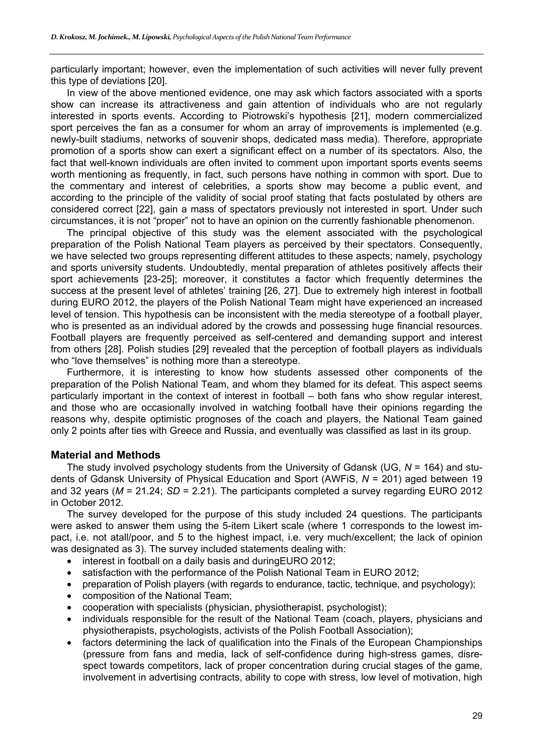particularly important; however, even the implementation of such activities will never fully prevent this type of deviations [20].

In view of the above mentioned evidence, one may ask which factors associated with a sports show can increase its attractiveness and gain attention of individuals who are not regularly interested in sports events. According to Piotrowski's hypothesis [21], modern commercialized sport perceives the fan as a consumer for whom an array of improvements is implemented (e.g. newly-built stadiums, networks of souvenir shops, dedicated mass media). Therefore, appropriate promotion of a sports show can exert a significant effect on a number of its spectators. Also, the fact that well-known individuals are often invited to comment upon important sports events seems worth mentioning as frequently, in fact, such persons have nothing in common with sport. Due to the commentary and interest of celebrities, a sports show may become a public event, and according to the principle of the validity of social proof stating that facts postulated by others are considered correct [22], gain a mass of spectators previously not interested in sport. Under such circumstances, it is not "proper" not to have an opinion on the currently fashionable phenomenon.

The principal objective of this study was the element associated with the psychological preparation of the Polish National Team players as perceived by their spectators. Consequently, we have selected two groups representing different attitudes to these aspects; namely, psychology and sports university students. Undoubtedly, mental preparation of athletes positively affects their sport achievements [23-25]; moreover, it constitutes a factor which frequently determines the success at the present level of athletes' training [26, 27]. Due to extremely high interest in football during EURO 2012, the players of the Polish National Team might have experienced an increased level of tension. This hypothesis can be inconsistent with the media stereotype of a football player, who is presented as an individual adored by the crowds and possessing huge financial resources. Football players are frequently perceived as self-centered and demanding support and interest from others [28]. Polish studies [29] revealed that the perception of football players as individuals who "love themselves" is nothing more than a stereotype.

Furthermore, it is interesting to know how students assessed other components of the preparation of the Polish National Team, and whom they blamed for its defeat. This aspect seems particularly important in the context of interest in football – both fans who show regular interest, and those who are occasionally involved in watching football have their opinions regarding the reasons why, despite optimistic prognoses of the coach and players, the National Team gained only 2 points after ties with Greece and Russia, and eventually was classified as last in its group.

## Material and Methods

The study involved psychology students from the University of Gdansk (UG, $N$ = 164) and students of Gdansk University of Physical Education and Sport (AWFiS, $N$ = 201) aged between 19 and 32 years ($M$ = 21.24; $SD$ = 2.21). The participants completed a survey regarding EURO 2012 in October 2012.

The survey developed for the purpose of this study included 24 questions. The participants were asked to answer them using the 5-item Likert scale (where 1 corresponds to the lowest impact, i.e. not atall/poor, and 5 to the highest impact, i.e. very much/excellent; the lack of opinion was designated as 3). The survey included statements dealing with:

- interest in football on a daily basis and duringEURO 2012;
- satisfaction with the performance of the Polish National Team in EURO 2012;
- preparation of Polish players (with regards to endurance, tactic, technique, and psychology);
- composition of the National Team;
- cooperation with specialists (physician, physiotherapist, psychologist);
- individuals responsible for the result of the National Team (coach, players, physicians and physiotherapists, psychologists, activists of the Polish Football Association);
- factors determining the lack of qualification into the Finals of the European Championships (pressure from fans and media, lack of self-confidence during high-stress games, disrespect towards competitors, lack of proper concentration during crucial stages of the game, involvement in advertising contracts, ability to cope with stress, low level of motivation, high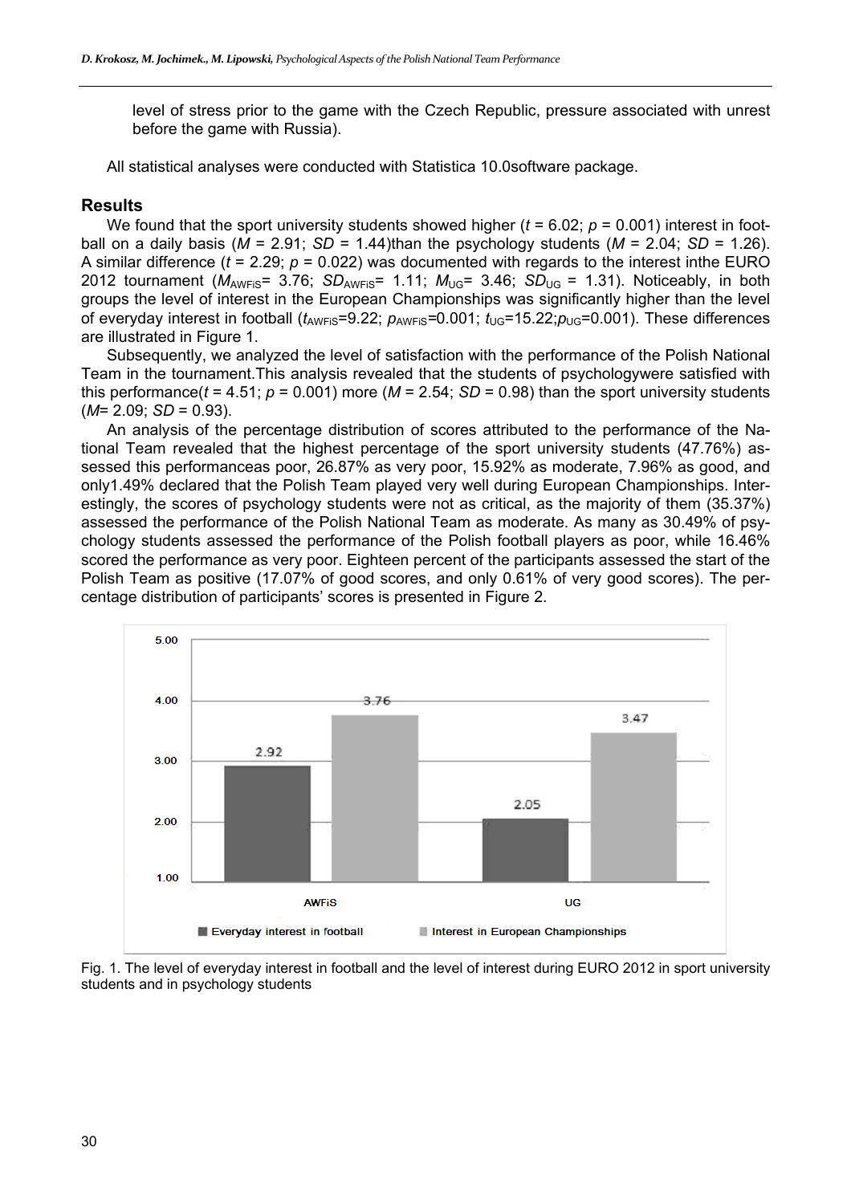level of stress prior to the game with the Czech Republic, pressure associated with unrest before the game with Russia).

All statistical analyses were conducted with Statistica 10.0software package.

## Results

We found that the sport university students showed higher ($t$ = 6.02; $p$ = 0.001) interest in football on a daily basis ($M$ = 2.91; $SD$ = 1.44)than the psychology students ($M$ = 2.04; $SD$ = 1.26). A similar difference ($t$ = 2.29; $p$ = 0.022) was documented with regards to the interest inthe EURO 2012 tournament ($M_{AWFiS}$= 3.76; $SD_{AWFiS}$= 1.11; $M_{UG}$= 3.46; $SD_{UG}$ = 1.31). Noticeably, in both groups the level of interest in the European Championships was significantly higher than the level of everyday interest in football ($t_{AWFiS}$=9.22; $p_{AWFiS}$=0.001; $t_{UG}$=15.22;$p_{UG}$=0.001). These differences are illustrated in Figure 1.

Subsequently, we analyzed the level of satisfaction with the performance of the Polish National Team in the tournament.This analysis revealed that the students of psychologywere satisfied with this performance($t$ = 4.51; $p$ = 0.001) more ($M$ = 2.54; $SD$ = 0.98) than the sport university students ($M$= 2.09; $SD$ = 0.93).

An analysis of the percentage distribution of scores attributed to the performance of the National Team revealed that the highest percentage of the sport university students (47.76%) assessed this performanceas poor, 26.87% as very poor, 15.92% as moderate, 7.96% as good, and only1.49% declared that the Polish Team played very well during European Championships. Interestingly, the scores of psychology students were not as critical, as the majority of them (35.37%) assessed the performance of the Polish National Team as moderate. As many as 30.49% of psychology students assessed the performance of the Polish football players as poor, while 16.46% scored the performance as very poor. Eighteen percent of the participants assessed the start of the Polish Team as positive (17.07% of good scores, and only 0.61% of very good scores). The percentage distribution of participants' scores is presented in Figure 2.

| | Everyday interest in football | Interest in European Championships |
|---|---|---|
| AWFiS | 2.92 | 3.76 |
| UG | 2.05 | 3.47 |

Fig. 1. The level of everyday interest in football and the level of interest during EURO 2012 in sport university students and in psychology students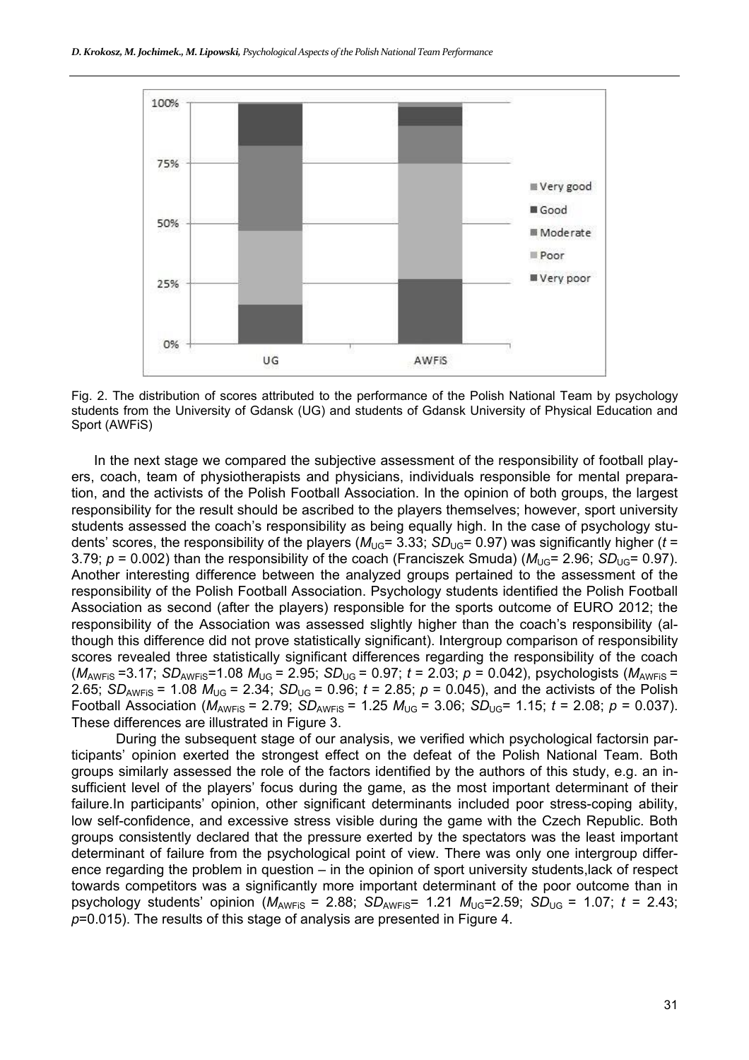Fig. 2. The distribution of scores attributed to the performance of the Polish National Team by psychology students from the University of Gdansk (UG) and students of Gdansk University of Physical Education and Sport (AWFiS)

In the next stage we compared the subjective assessment of the responsibility of football players, coach, team of physiotherapists and physicians, individuals responsible for mental preparation, and the activists of the Polish Football Association. In the opinion of both groups, the largest responsibility for the result should be ascribed to the players themselves; however, sport university students assessed the coach's responsibility as being equally high. In the case of psychology students' scores, the responsibility of the players ($M_{UG}$= 3.33; $SD_{UG}$= 0.97) was significantly higher ($t$ = 3.79; $p$ = 0.002) than the responsibility of the coach (Franciszek Smuda) ($M_{UG}$= 2.96; $SD_{UG}$= 0.97). Another interesting difference between the analyzed groups pertained to the assessment of the responsibility of the Polish Football Association. Psychology students identified the Polish Football Association as second (after the players) responsible for the sports outcome of EURO 2012; the responsibility of the Association was assessed slightly higher than the coach's responsibility (although this difference did not prove statistically significant). Intergroup comparison of responsibility scores revealed three statistically significant differences regarding the responsibility of the coach ($M_{AWFiS}$ =3.17; $SD_{AWFiS}$=1.08 $M_{UG}$ = 2.95; $SD_{UG}$ = 0.97; $t$ = 2.03; $p$ = 0.042), psychologists ($M_{AWFiS}$ = 2.65; $SD_{AWFiS}$ = 1.08 $M_{UG}$ = 2.34; $SD_{UG}$ = 0.96; $t$ = 2.85; $p$ = 0.045), and the activists of the Polish Football Association ($M_{AWFiS}$ = 2.79; $SD_{AWFiS}$ = 1.25 $M_{UG}$ = 3.06; $SD_{UG}$= 1.15; $t$ = 2.08; $p$ = 0.037). These differences are illustrated in Figure 3.

During the subsequent stage of our analysis, we verified which psychological factorsin participants' opinion exerted the strongest effect on the defeat of the Polish National Team. Both groups similarly assessed the role of the factors identified by the authors of this study, e.g. an insufficient level of the players' focus during the game, as the most important determinant of their failure.In participants' opinion, other significant determinants included poor stress-coping ability, low self-confidence, and excessive stress visible during the game with the Czech Republic. Both groups consistently declared that the pressure exerted by the spectators was the least important determinant of failure from the psychological point of view. There was only one intergroup difference regarding the problem in question – in the opinion of sport university students,lack of respect towards competitors was a significantly more important determinant of the poor outcome than in psychology students' opinion ($M_{AWFiS}$ = 2.88; $SD_{AWFiS}$= 1.21 $M_{UG}$=2.59; $SD_{UG}$ = 1.07; $t$ = 2.43; $p$=0.015). The results of this stage of analysis are presented in Figure 4.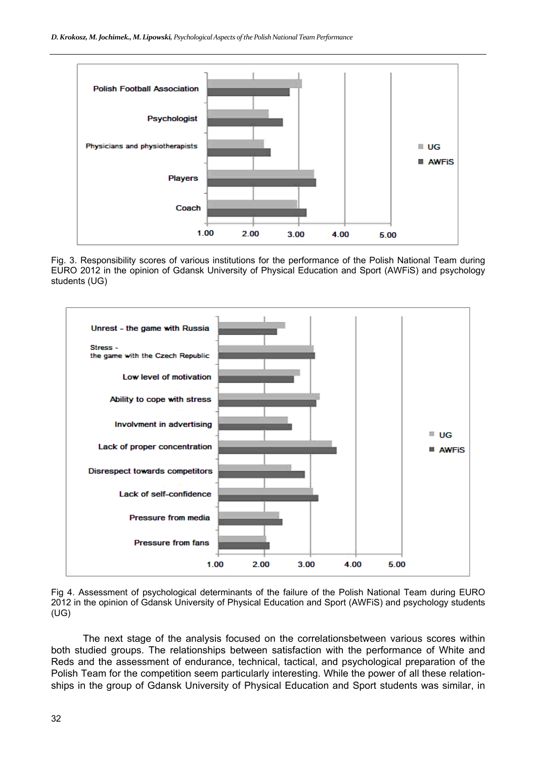Fig. 3. Responsibility scores of various institutions for the performance of the Polish National Team during EURO 2012 in the opinion of Gdansk University of Physical Education and Sport (AWFiS) and psychology students (UG)

Fig 4. Assessment of psychological determinants of the failure of the Polish National Team during EURO 2012 in the opinion of Gdansk University of Physical Education and Sport (AWFiS) and psychology students (UG)

The next stage of the analysis focused on the correlationsbetween various scores within both studied groups. The relationships between satisfaction with the performance of White and Reds and the assessment of endurance, technical, tactical, and psychological preparation of the Polish Team for the competition seem particularly interesting. While the power of all these relationships in the group of Gdansk University of Physical Education and Sport students was similar, in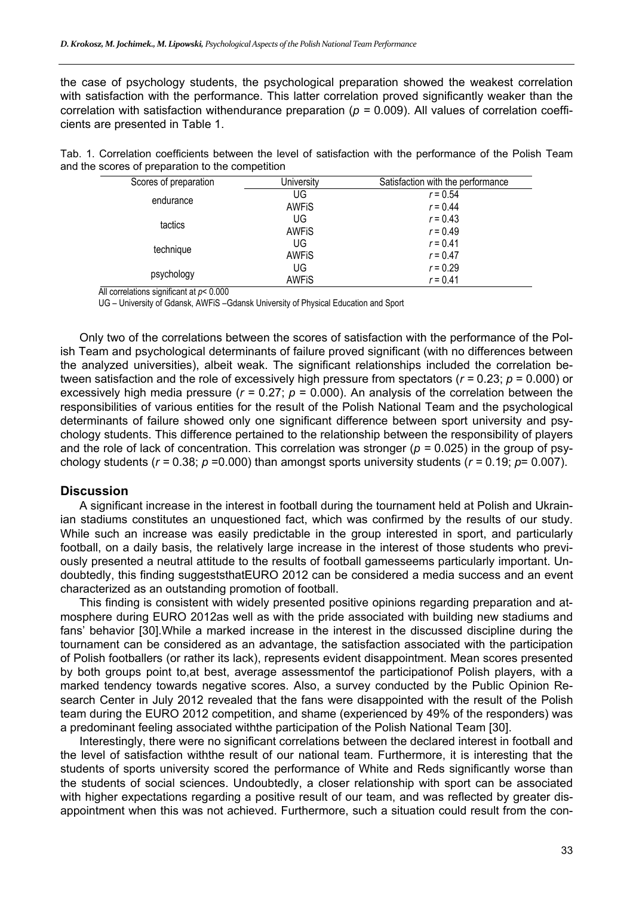the case of psychology students, the psychological preparation showed the weakest correlation with satisfaction with the performance. This latter correlation proved significantly weaker than the correlation with satisfaction withendurance preparation ($p = 0.009$). All values of correlation coefficients are presented in Table 1.

Tab. 1. Correlation coefficients between the level of satisfaction with the performance of the Polish Team and the scores of preparation to the competition

| Scores of preparation | University | Satisfaction with the performance |
|---|---|---|
| endurance | UG | $r = 0.54$ |
| | AWFiS | $r = 0.44$ |
| tactics | UG | $r = 0.43$ |
| | AWFiS | $r = 0.49$ |
| technique | UG | $r = 0.41$ |
| | AWFiS | $r = 0.47$ |
| psychology | UG | $r = 0.29$ |
| | AWFiS | $r = 0.41$ |

All correlations significant at $p < 0.000$

UG – University of Gdansk, AWFiS –Gdansk University of Physical Education and Sport

Only two of the correlations between the scores of satisfaction with the performance of the Polish Team and psychological determinants of failure proved significant (with no differences between the analyzed universities), albeit weak. The significant relationships included the correlation between satisfaction and the role of excessively high pressure from spectators ($r = 0.23$; $p = 0.000$) or excessively high media pressure ($r = 0.27$; $p = 0.000$). An analysis of the correlation between the responsibilities of various entities for the result of the Polish National Team and the psychological determinants of failure showed only one significant difference between sport university and psychology students. This difference pertained to the relationship between the responsibility of players and the role of lack of concentration. This correlation was stronger ($p = 0.025$) in the group of psychology students ($r = 0.38$; $p = 0.000$) than amongst sports university students ($r = 0.19$; $p = 0.007$).

## Discussion

A significant increase in the interest in football during the tournament held at Polish and Ukrainian stadiums constitutes an unquestioned fact, which was confirmed by the results of our study. While such an increase was easily predictable in the group interested in sport, and particularly football, on a daily basis, the relatively large increase in the interest of those students who previously presented a neutral attitude to the results of football gamesseems particularly important. Undoubtedly, this finding suggeststhatEURO 2012 can be considered a media success and an event characterized as an outstanding promotion of football.

This finding is consistent with widely presented positive opinions regarding preparation and atmosphere during EURO 2012as well as with the pride associated with building new stadiums and fans' behavior [30].While a marked increase in the interest in the discussed discipline during the tournament can be considered as an advantage, the satisfaction associated with the participation of Polish footballers (or rather its lack), represents evident disappointment. Mean scores presented by both groups point to,at best, average assessmentof the participationof Polish players, with a marked tendency towards negative scores. Also, a survey conducted by the Public Opinion Research Center in July 2012 revealed that the fans were disappointed with the result of the Polish team during the EURO 2012 competition, and shame (experienced by 49% of the responders) was a predominant feeling associated withthe participation of the Polish National Team [30].

Interestingly, there were no significant correlations between the declared interest in football and the level of satisfaction withthe result of our national team. Furthermore, it is interesting that the students of sports university scored the performance of White and Reds significantly worse than the students of social sciences. Undoubtedly, a closer relationship with sport can be associated with higher expectations regarding a positive result of our team, and was reflected by greater disappointment when this was not achieved. Furthermore, such a situation could result from the con-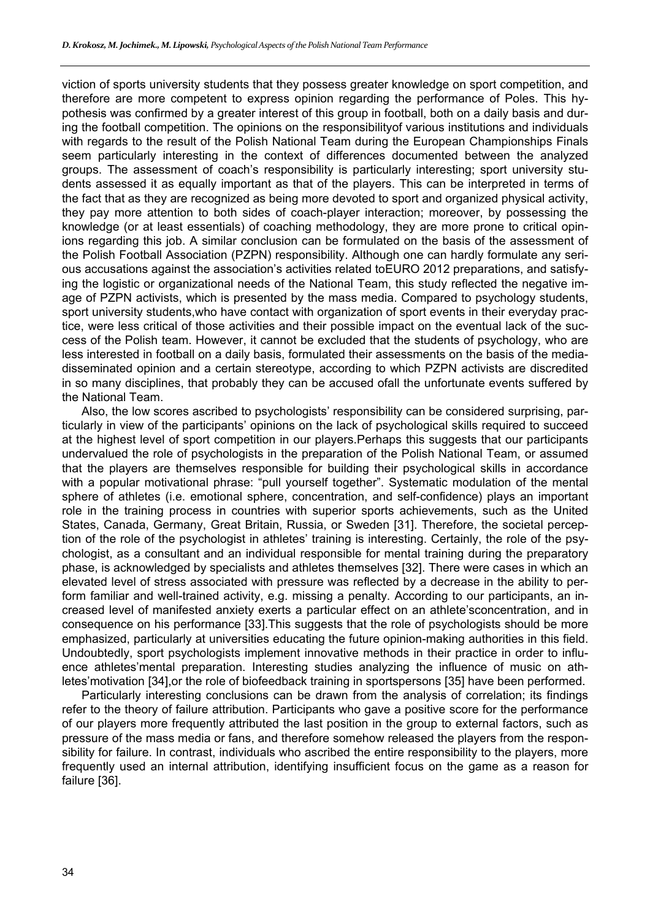viction of sports university students that they possess greater knowledge on sport competition, and therefore are more competent to express opinion regarding the performance of Poles. This hypothesis was confirmed by a greater interest of this group in football, both on a daily basis and during the football competition. The opinions on the responsibilityof various institutions and individuals with regards to the result of the Polish National Team during the European Championships Finals seem particularly interesting in the context of differences documented between the analyzed groups. The assessment of coach's responsibility is particularly interesting; sport university students assessed it as equally important as that of the players. This can be interpreted in terms of the fact that as they are recognized as being more devoted to sport and organized physical activity, they pay more attention to both sides of coach-player interaction; moreover, by possessing the knowledge (or at least essentials) of coaching methodology, they are more prone to critical opinions regarding this job. A similar conclusion can be formulated on the basis of the assessment of the Polish Football Association (PZPN) responsibility. Although one can hardly formulate any serious accusations against the association's activities related toEURO 2012 preparations, and satisfying the logistic or organizational needs of the National Team, this study reflected the negative image of PZPN activists, which is presented by the mass media. Compared to psychology students, sport university students,who have contact with organization of sport events in their everyday practice, were less critical of those activities and their possible impact on the eventual lack of the success of the Polish team. However, it cannot be excluded that the students of psychology, who are less interested in football on a daily basis, formulated their assessments on the basis of the media-disseminated opinion and a certain stereotype, according to which PZPN activists are discredited in so many disciplines, that probably they can be accused ofall the unfortunate events suffered by the National Team.

Also, the low scores ascribed to psychologists' responsibility can be considered surprising, particularly in view of the participants' opinions on the lack of psychological skills required to succeed at the highest level of sport competition in our players.Perhaps this suggests that our participants undervalued the role of psychologists in the preparation of the Polish National Team, or assumed that the players are themselves responsible for building their psychological skills in accordance with a popular motivational phrase: "pull yourself together". Systematic modulation of the mental sphere of athletes (i.e. emotional sphere, concentration, and self-confidence) plays an important role in the training process in countries with superior sports achievements, such as the United States, Canada, Germany, Great Britain, Russia, or Sweden [31]. Therefore, the societal perception of the role of the psychologist in athletes' training is interesting. Certainly, the role of the psychologist, as a consultant and an individual responsible for mental training during the preparatory phase, is acknowledged by specialists and athletes themselves [32]. There were cases in which an elevated level of stress associated with pressure was reflected by a decrease in the ability to perform familiar and well-trained activity, e.g. missing a penalty. According to our participants, an increased level of manifested anxiety exerts a particular effect on an athlete'sconcentration, and in consequence on his performance [33].This suggests that the role of psychologists should be more emphasized, particularly at universities educating the future opinion-making authorities in this field. Undoubtedly, sport psychologists implement innovative methods in their practice in order to influence athletes'mental preparation. Interesting studies analyzing the influence of music on athletes'motivation [34],or the role of biofeedback training in sportspersons [35] have been performed.

Particularly interesting conclusions can be drawn from the analysis of correlation; its findings refer to the theory of failure attribution. Participants who gave a positive score for the performance of our players more frequently attributed the last position in the group to external factors, such as pressure of the mass media or fans, and therefore somehow released the players from the responsibility for failure. In contrast, individuals who ascribed the entire responsibility to the players, more frequently used an internal attribution, identifying insufficient focus on the game as a reason for failure [36].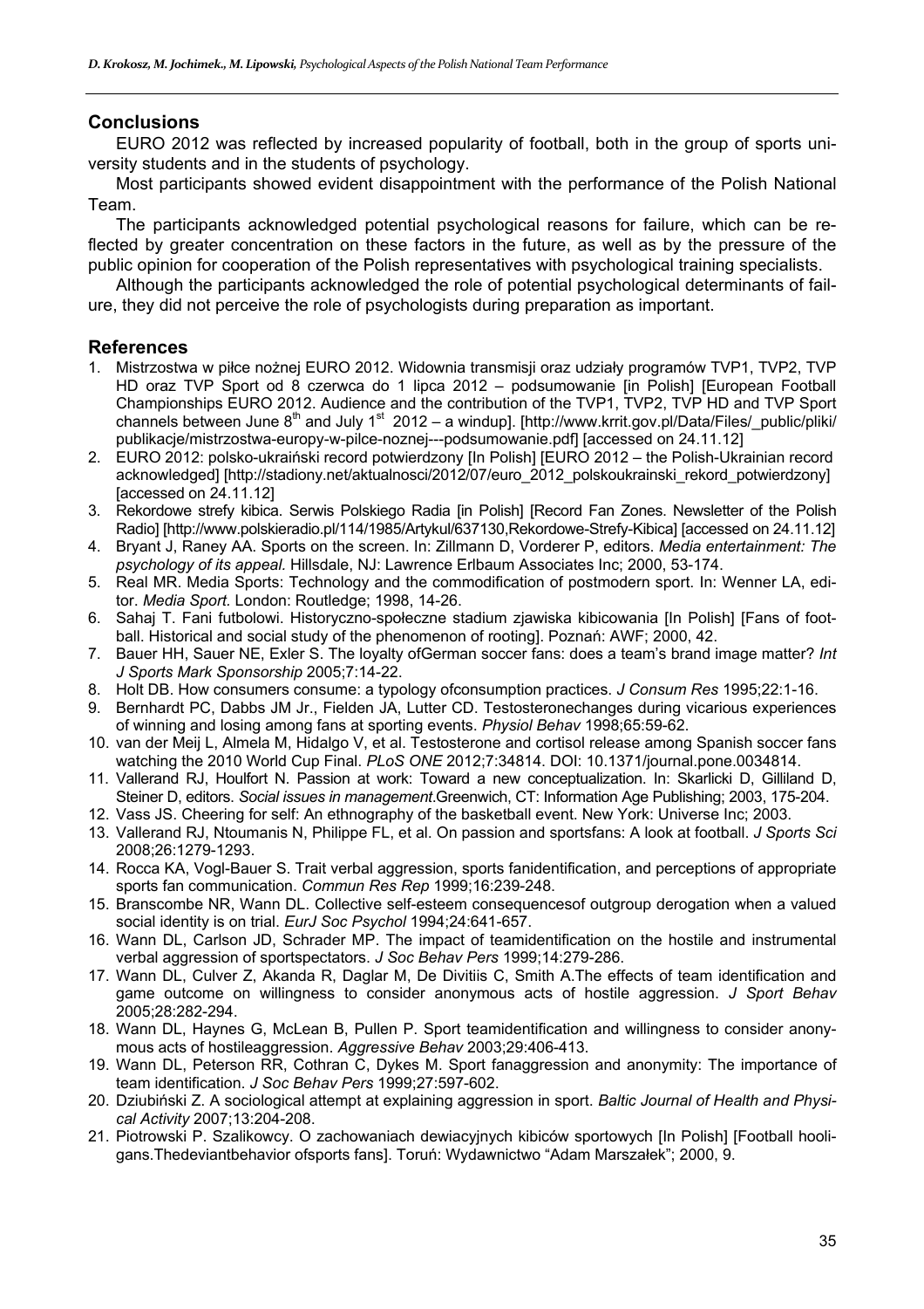## Conclusions

EURO 2012 was reflected by increased popularity of football, both in the group of sports university students and in the students of psychology.

Most participants showed evident disappointment with the performance of the Polish National Team.

The participants acknowledged potential psychological reasons for failure, which can be reflected by greater concentration on these factors in the future, as well as by the pressure of the public opinion for cooperation of the Polish representatives with psychological training specialists.

Although the participants acknowledged the role of potential psychological determinants of failure, they did not perceive the role of psychologists during preparation as important.

## References

1. Mistrzostwa w piłce nożnej EURO 2012. Widownia transmisji oraz udziały programów TVP1, TVP2, TVP HD oraz TVP Sport od 8 czerwca do 1 lipca 2012 – podsumowanie [in Polish] [European Football Championships EURO 2012. Audience and the contribution of the TVP1, TVP2, TVP HD and TVP Sport channels between June 8th and July 1st 2012 – a windup]. [http://www.krrit.gov.pl/Data/Files/_public/pliki/publikacje/mistrzostwa-europy-w-pilce-noznej---podsumowanie.pdf] [accessed on 24.11.12]
2. EURO 2012: polsko-ukraiński record potwierdzony [In Polish] [EURO 2012 – the Polish-Ukrainian record acknowledged] [http://stadiony.net/aktualnosci/2012/07/euro_2012_polskoukrainski_rekord_potwierdzony] [accessed on 24.11.12]
3. Rekordowe strefy kibica. Serwis Polskiego Radia [in Polish] [Record Fan Zones. Newsletter of the Polish Radio] [http://www.polskieradio.pl/114/1985/Artykul/637130,Rekordowe-Strefy-Kibica] [accessed on 24.11.12]
4. Bryant J, Raney AA. Sports on the screen. In: Zillmann D, Vorderer P, editors. *Media entertainment: The psychology of its appeal*. Hillsdale, NJ: Lawrence Erlbaum Associates Inc; 2000, 53-174.
5. Real MR. Media Sports: Technology and the commodification of postmodern sport. In: Wenner LA, editor. *Media Sport.* London: Routledge; 1998, 14-26.
6. Sahaj T. Fani futbolowi. Historyczno-społeczne stadium zjawiska kibicowania [In Polish] [Fans of football. Historical and social study of the phenomenon of rooting]. Poznań: AWF; 2000, 42.
7. Bauer HH, Sauer NE, Exler S. The loyalty ofGerman soccer fans: does a team's brand image matter? *Int J Sports Mark Sponsorship* 2005;7:14-22.
8. Holt DB. How consumers consume: a typology ofconsumption practices. *J Consum Res* 1995;22:1-16.
9. Bernhardt PC, Dabbs JM Jr., Fielden JA, Lutter CD. Testosteronechanges during vicarious experiences of winning and losing among fans at sporting events. *Physiol Behav* 1998;65:59-62.
10. van der Meij L, Almela M, Hidalgo V, et al. Testosterone and cortisol release among Spanish soccer fans watching the 2010 World Cup Final. *PLoS ONE* 2012;7:34814. DOI: 10.1371/journal.pone.0034814.
11. Vallerand RJ, Houlfort N. Passion at work: Toward a new conceptualization. In: Skarlicki D, Gilliland D, Steiner D, editors. *Social issues in management*.Greenwich, CT: Information Age Publishing; 2003, 175-204.
12. Vass JS. Cheering for self: An ethnography of the basketball event. New York: Universe Inc; 2003.
13. Vallerand RJ, Ntoumanis N, Philippe FL, et al. On passion and sportsfans: A look at football. *J Sports Sci* 2008;26:1279-1293.
14. Rocca KA, Vogl-Bauer S. Trait verbal aggression, sports fanidentification, and perceptions of appropriate sports fan communication. *Commun Res Rep* 1999;16:239-248.
15. Branscombe NR, Wann DL. Collective self-esteem consequencesof outgroup derogation when a valued social identity is on trial. *EurJ Soc Psychol* 1994;24:641-657.
16. Wann DL, Carlson JD, Schrader MP. The impact of teamidentification on the hostile and instrumental verbal aggression of sportspectators. *J Soc Behav Pers* 1999;14:279-286.
17. Wann DL, Culver Z, Akanda R, Daglar M, De Divitiis C, Smith A.The effects of team identification and game outcome on willingness to consider anonymous acts of hostile aggression. *J Sport Behav* 2005;28:282-294.
18. Wann DL, Haynes G, McLean B, Pullen P. Sport teamidentification and willingness to consider anonymous acts of hostileaggression. *Aggressive Behav* 2003;29:406-413.
19. Wann DL, Peterson RR, Cothran C, Dykes M. Sport fanaggression and anonymity: The importance of team identification. *J Soc Behav Pers* 1999;27:597-602.
20. Dziubiński Z. A sociological attempt at explaining aggression in sport. *Baltic Journal of Health and Physical Activity* 2007;13:204-208.
21. Piotrowski P. Szalikowcy. O zachowaniach dewiacyjnych kibiców sportowych [In Polish] [Football hooligans.Thedeviantbehavior ofsports fans]. Toruń: Wydawnictwo "Adam Marszałek"; 2000, 9.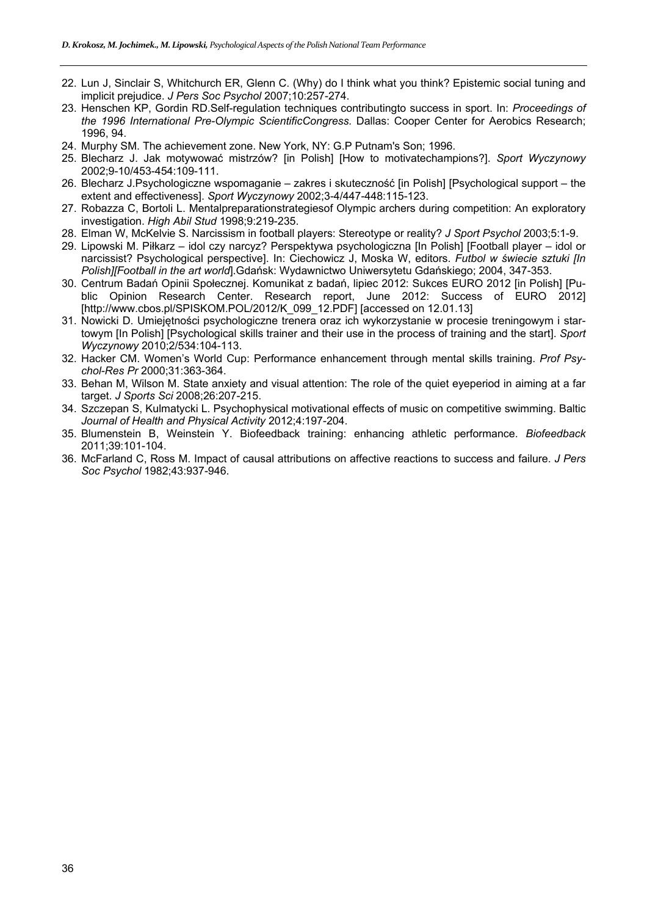22. Lun J, Sinclair S, Whitchurch ER, Glenn C. (Why) do I think what you think? Epistemic social tuning and implicit prejudice. *J Pers Soc Psychol* 2007;10:257-274.
23. Henschen KP, Gordin RD.Self-regulation techniques contributingto success in sport. In: *Proceedings of the 1996 International Pre-Olympic ScientificCongress.* Dallas: Cooper Center for Aerobics Research; 1996, 94.
24. Murphy SM. The achievement zone. New York, NY: G.P Putnam's Son; 1996.
25. Blecharz J. Jak motywować mistrzów? [in Polish] [How to motivatechampions?]. *Sport Wyczynowy* 2002;9-10/453-454:109-111.
26. Blecharz J.Psychologiczne wspomaganie – zakres i skuteczność [in Polish] [Psychological support – the extent and effectiveness]. *Sport Wyczynowy* 2002;3-4/447-448:115-123.
27. Robazza C, Bortoli L. Mentalpreparationstrategiesof Olympic archers during competition: An exploratory investigation. *High Abil Stud* 1998;9:219-235.
28. Elman W, McKelvie S. Narcissism in football players: Stereotype or reality? *J Sport Psychol* 2003;5:1-9.
29. Lipowski M. Piłkarz – idol czy narcyz? Perspektywa psychologiczna [In Polish] [Football player – idol or narcissist? Psychological perspective]. In: Ciechowicz J, Moska W, editors. *Futbol w świecie sztuki [In Polish][Football in the art world*].Gdańsk: Wydawnictwo Uniwersytetu Gdańskiego; 2004, 347-353.
30. Centrum Badań Opinii Społecznej. Komunikat z badań, lipiec 2012: Sukces EURO 2012 [in Polish] [Public Opinion Research Center. Research report, June 2012: Success of EURO 2012] [http://www.cbos.pl/SPISKOM.POL/2012/K_099_12.PDF] [accessed on 12.01.13]
31. Nowicki D. Umiejętności psychologiczne trenera oraz ich wykorzystanie w procesie treningowym i startowym [In Polish] [Psychological skills trainer and their use in the process of training and the start]. *Sport Wyczynowy* 2010;2/534:104-113.
32. Hacker CM. Women's World Cup: Performance enhancement through mental skills training. *Prof Psychol-Res Pr* 2000;31:363-364.
33. Behan M, Wilson M. State anxiety and visual attention: The role of the quiet eyeperiod in aiming at a far target. *J Sports Sci* 2008;26:207-215.
34. Szczepan S, Kulmatycki L. Psychophysical motivational effects of music on competitive swimming. Baltic *Journal of Health and Physical Activity* 2012;4:197-204.
35. Blumenstein B, Weinstein Y. Biofeedback training: enhancing athletic performance. *Biofeedback* 2011;39:101-104.
36. McFarland C, Ross M. Impact of causal attributions on affective reactions to success and failure. *J Pers Soc Psychol* 1982;43:937-946.